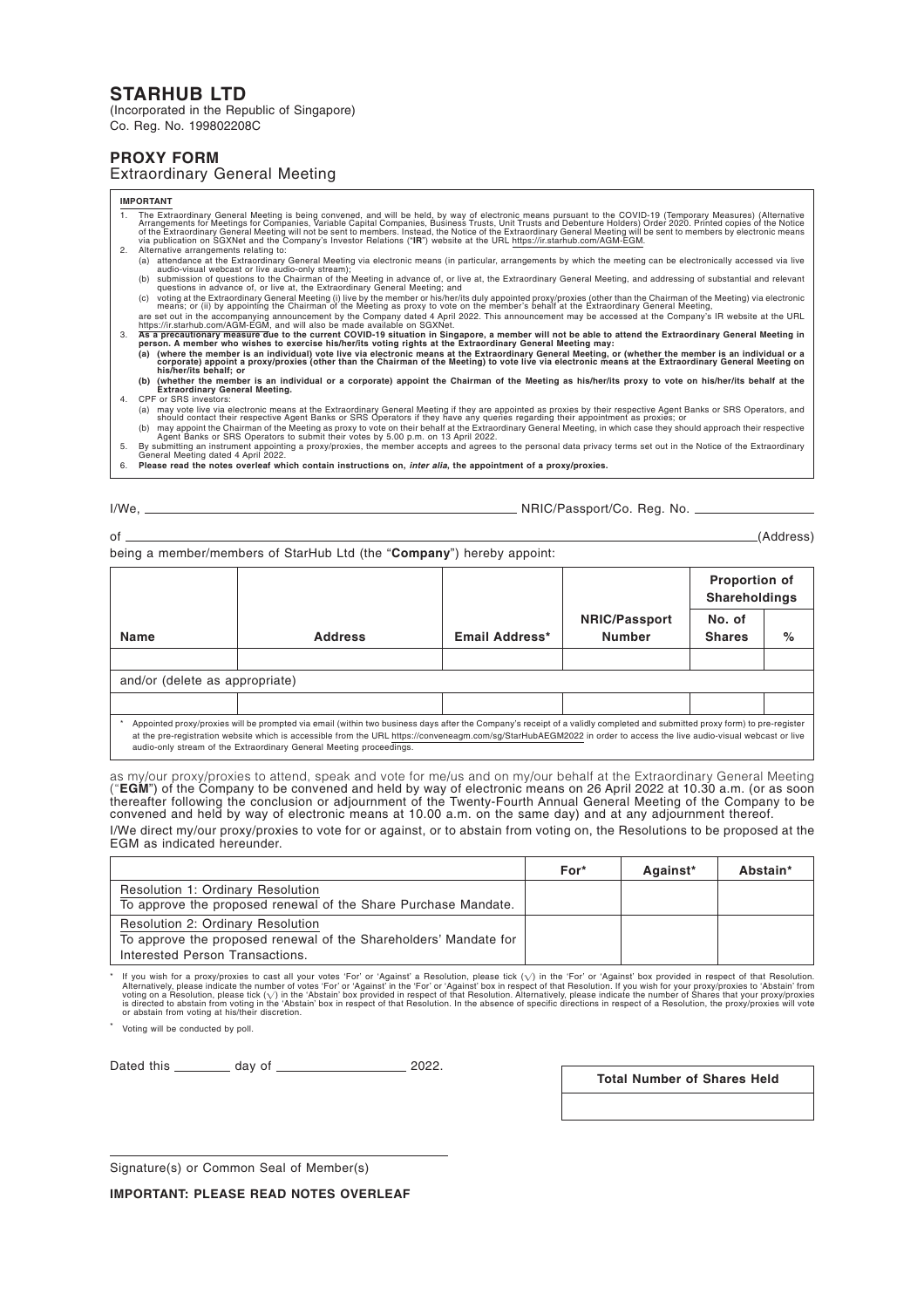# STARHUB LTD

(Incorporated in the Republic of Singapore)
Co. Reg. No. 199802208C

## PROXY FORM

Extraordinary General Meeting

**IMPORTANT**

1. The Extraordinary General Meeting is being convened, and will be held, by way of electronic means pursuant to the COVID-19 (Temporary Measures) (Alternative Arrangements for Meetings for Companies, Variable Capital Companies, Business Trusts, Unit Trusts and Debenture Holders) Order 2020. Printed copies of the Notice of the Extraordinary General Meeting will not be sent to members. Instead, the Notice of the Extraordinary General Meeting will be sent to members by electronic means via publication on SGXNet and the Company's Investor Relations ("**IR**") website at the URL https://ir.starhub.com/AGM-EGM.
2. Alternative arrangements relating to:
   (a) attendance at the Extraordinary General Meeting via electronic means (in particular, arrangements by which the meeting can be electronically accessed via live audio-visual webcast or live audio-only stream);
   (b) submission of questions to the Chairman of the Meeting in advance of, or live at, the Extraordinary General Meeting, and addressing of substantial and relevant questions in advance of, or live at, the Extraordinary General Meeting; and
   (c) voting at the Extraordinary General Meeting (i) live by the member or his/her/its duly appointed proxy/proxies (other than the Chairman of the Meeting) via electronic means; or (ii) by appointing the Chairman of the Meeting as proxy to vote on the member's behalf at the Extraordinary General Meeting,

   are set out in the accompanying announcement by the Company dated 4 April 2022. This announcement may be accessed at the Company's IR website at the URL https://ir.starhub.com/AGM-EGM, and will also be made available on SGXNet.
3. **As a precautionary measure due to the current COVID-19 situation in Singapore, a member will not be able to attend the Extraordinary General Meeting in person. A member who wishes to exercise his/her/its voting rights at the Extraordinary General Meeting may:**
   **(a) (where the member is an individual) vote live via electronic means at the Extraordinary General Meeting, or (whether the member is an individual or a corporate) appoint a proxy/proxies (other than the Chairman of the Meeting) to vote live via electronic means at the Extraordinary General Meeting on his/her/its behalf; or**
   **(b) (whether the member is an individual or a corporate) appoint the Chairman of the Meeting as his/her/its proxy to vote on his/her/its behalf at the Extraordinary General Meeting.**
4. CPF or SRS investors:
   (a) may vote live via electronic means at the Extraordinary General Meeting if they are appointed as proxies by their respective Agent Banks or SRS Operators, and should contact their respective Agent Banks or SRS Operators if they have any queries regarding their appointment as proxies; or
   (b) may appoint the Chairman of the Meeting as proxy to vote on their behalf at the Extraordinary General Meeting, in which case they should approach their respective Agent Banks or SRS Operators to submit their votes by 5.00 p.m. on 13 April 2022.
5. By submitting an instrument appointing a proxy/proxies, the member accepts and agrees to the personal data privacy terms set out in the Notice of the Extraordinary General Meeting dated 4 April 2022.
6. **Please read the notes overleaf which contain instructions on, *inter alia*, the appointment of a proxy/proxies.**

I/We, ______________________________ NRIC/Passport/Co. Reg. No. ______________

of ______________________________________________________________(Address)

being a member/members of StarHub Ltd (the "**Company**") hereby appoint:

| Name | Address | Email Address* | NRIC/Passport Number | Proportion of Shareholdings | |
|---|---|---|---|---|---|
| | | | | No. of Shares | % |
| | | | | | |
| and/or (delete as appropriate) | | | | | |
| | | | | | |

\* Appointed proxy/proxies will be prompted via email (within two business days after the Company's receipt of a validly completed and submitted proxy form) to pre-register at the pre-registration website which is accessible from the URL https://conveneagm.com/sg/StarHubAEGM2022 in order to access the live audio-visual webcast or live audio-only stream of the Extraordinary General Meeting proceedings.

as my/our proxy/proxies to attend, speak and vote for me/us and on my/our behalf at the Extraordinary General Meeting ("**EGM**") of the Company to be convened and held by way of electronic means on 26 April 2022 at 10.30 a.m. (or as soon thereafter following the conclusion or adjournment of the Twenty-Fourth Annual General Meeting of the Company to be convened and held by way of electronic means at 10.00 a.m. on the same day) and at any adjournment thereof.

I/We direct my/our proxy/proxies to vote for or against, or to abstain from voting on, the Resolutions to be proposed at the EGM as indicated hereunder.

| | For* | Against* | Abstain* |
|---|---|---|---|
| Resolution 1: Ordinary Resolution<br>To approve the proposed renewal of the Share Purchase Mandate. | | | |
| Resolution 2: Ordinary Resolution<br>To approve the proposed renewal of the Shareholders' Mandate for Interested Person Transactions. | | | |

\* If you wish for a proxy/proxies to cast all your votes 'For' or 'Against' a Resolution, please tick (√) in the 'For' or 'Against' box provided in respect of that Resolution. Alternatively, please indicate the number of votes 'For' or 'Against' in the 'For' or 'Against' box in respect of that Resolution. If you wish for your proxy/proxies to 'Abstain' from voting on a Resolution, please tick (√) in the 'Abstain' box provided in respect of that Resolution. Alternatively, please indicate the number of Shares that your proxy/proxies is directed to abstain from voting in the 'Abstain' box in respect of that Resolution. In the absence of specific directions in respect of a Resolution, the proxy/proxies will vote or abstain from voting at his/their discretion.

\* Voting will be conducted by poll.

Dated this ________ day of __________________ 2022.

| Total Number of Shares Held |
|---|
| |

______________________________
Signature(s) or Common Seal of Member(s)

**IMPORTANT: PLEASE READ NOTES OVERLEAF**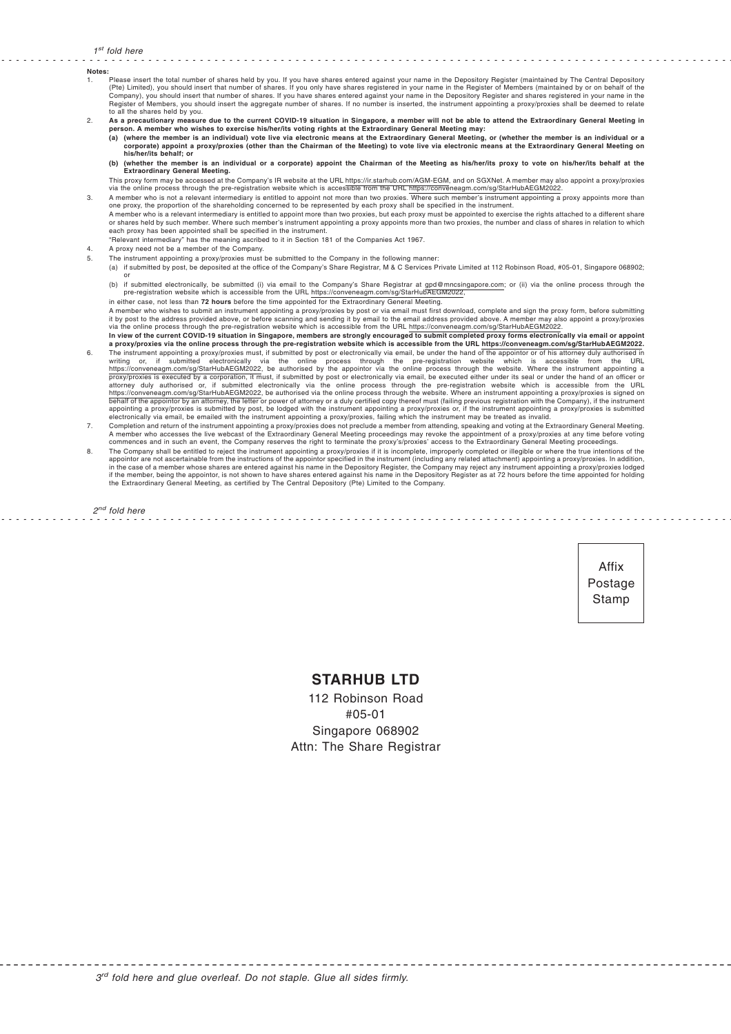*1st fold here*

**Notes:**

1. Please insert the total number of shares held by you. If you have shares entered against your name in the Depository Register (maintained by The Central Depository (Pte) Limited), you should insert that number of shares. If you only have shares registered in your name in the Register of Members (maintained by or on behalf of the Company), you should insert that number of shares. If you have shares entered against your name in the Depository Register and shares registered in your name in the Register of Members, you should insert the aggregate number of shares. If no number is inserted, the instrument appointing a proxy/proxies shall be deemed to relate to all the shares held by you.
2. **As a precautionary measure due to the current COVID-19 situation in Singapore, a member will not be able to attend the Extraordinary General Meeting in person. A member who wishes to exercise his/her/its voting rights at the Extraordinary General Meeting may:**
   (a) **(where the member is an individual) vote live via electronic means at the Extraordinary General Meeting, or (whether the member is an individual or a corporate) appoint a proxy/proxies (other than the Chairman of the Meeting) to vote live via electronic means at the Extraordinary General Meeting on his/her/its behalf; or**
   (b) **(whether the member is an individual or a corporate) appoint the Chairman of the Meeting as his/her/its proxy to vote on his/her/its behalf at the Extraordinary General Meeting.**

   This proxy form may be accessed at the Company's IR website at the URL https://ir.starhub.com/AGM-EGM, and on SGXNet. A member may also appoint a proxy/proxies via the online process through the pre-registration website which is accessible from the URL https://conveneagm.com/sg/StarHubAEGM2022.
3. A member who is not a relevant intermediary is entitled to appoint not more than two proxies. Where such member's instrument appointing a proxy appoints more than one proxy, the proportion of the shareholding concerned to be represented by each proxy shall be specified in the instrument.
   A member who is a relevant intermediary is entitled to appoint more than two proxies, but each proxy must be appointed to exercise the rights attached to a different share or shares held by such member. Where such member's instrument appointing a proxy appoints more than two proxies, the number and class of shares in relation to which each proxy has been appointed shall be specified in the instrument.
   "Relevant intermediary" has the meaning ascribed to it in Section 181 of the Companies Act 1967.
4. A proxy need not be a member of the Company.
5. The instrument appointing a proxy/proxies must be submitted to the Company in the following manner:
   (a) if submitted by post, be deposited at the office of the Company's Share Registrar, M & C Services Private Limited at 112 Robinson Road, #05-01, Singapore 068902; or
   (b) if submitted electronically, be submitted (i) via email to the Company's Share Registrar at gpd@mncsingapore.com; or (ii) via the online process through the pre-registration website which is accessible from the URL https://conveneagm.com/sg/StarHubAEGM2022,

   in either case, not less than **72 hours** before the time appointed for the Extraordinary General Meeting.
   A member who wishes to submit an instrument appointing a proxy/proxies by post or via email must first download, complete and sign the proxy form, before submitting it by post to the address provided above, or before scanning and sending it by email to the email address provided above. A member may also appoint a proxy/proxies via the online process through the pre-registration website which is accessible from the URL https://conveneagm.com/sg/StarHubAEGM2022.
   **In view of the current COVID-19 situation in Singapore, members are strongly encouraged to submit completed proxy forms electronically via email or appoint a proxy/proxies via the online process through the pre-registration website which is accessible from the URL https://conveneagm.com/sg/StarHubAEGM2022.**
6. The instrument appointing a proxy/proxies must, if submitted by post or electronically via email, be under the hand of the appointor or of his attorney duly authorised in writing or, if submitted electronically via the online process through the pre-registration website which is accessible from the URL https://conveneagm.com/sg/StarHubAEGM2022, be authorised by the appointor via the online process through the website. Where the instrument appointing a proxy/proxies is executed by a corporation, it must, if submitted by post or electronically via email, be executed either under its seal or under the hand of an officer or attorney duly authorised or, if submitted electronically via the online process through the pre-registration website which is accessible from the URL https://conveneagm.com/sg/StarHubAEGM2022, be authorised via the online process through the website. Where an instrument appointing a proxy/proxies is signed on behalf of the appointor by an attorney, the letter or power of attorney or a duly certified copy thereof must (failing previous registration with the Company), if the instrument appointing a proxy/proxies is submitted by post, be lodged with the instrument appointing a proxy/proxies or, if the instrument appointing a proxy/proxies is submitted electronically via email, be emailed with the instrument appointing a proxy/proxies, failing which the instrument may be treated as invalid.
7. Completion and return of the instrument appointing a proxy/proxies does not preclude a member from attending, speaking and voting at the Extraordinary General Meeting. A member who accesses the live webcast of the Extraordinary General Meeting proceedings may revoke the appointment of a proxy/proxies at any time before voting commences and in such an event, the Company reserves the right to terminate the proxy's/proxies' access to the Extraordinary General Meeting proceedings.
8. The Company shall be entitled to reject the instrument appointing a proxy/proxies if it is incomplete, improperly completed or illegible or where the true intentions of the appointor are not ascertainable from the instructions of the appointor specified in the instrument (including any related attachment) appointing a proxy/proxies. In addition, in the case of a member whose shares are entered against his name in the Depository Register, the Company may reject any instrument appointing a proxy/proxies lodged if the member, being the appointor, is not shown to have shares entered against his name in the Depository Register as at 72 hours before the time appointed for holding the Extraordinary General Meeting, as certified by The Central Depository (Pte) Limited to the Company.

*2nd fold here*

Affix
Postage
Stamp

**STARHUB LTD**

112 Robinson Road
#05-01
Singapore 068902
Attn: The Share Registrar

*3rd fold here and glue overleaf. Do not staple. Glue all sides firmly.*